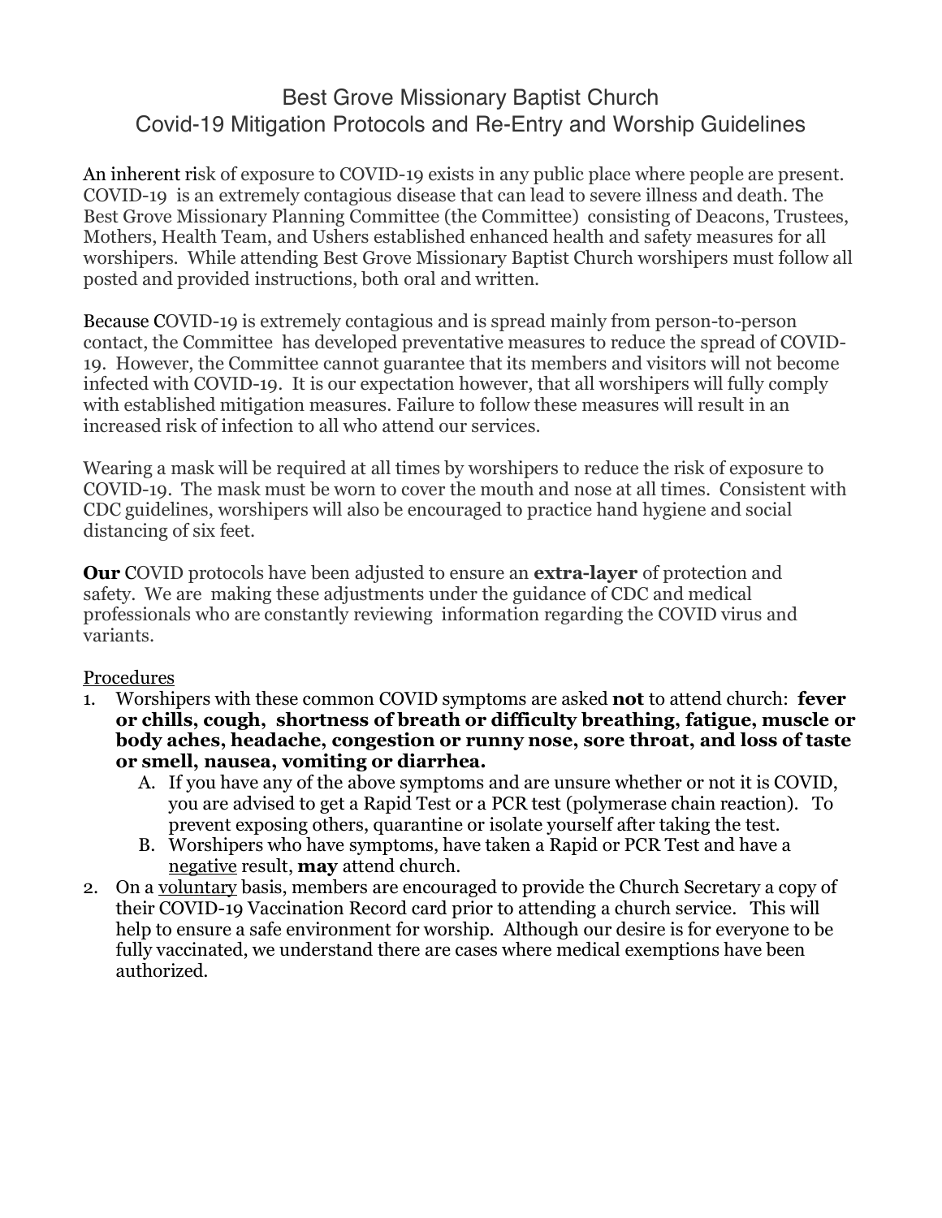# Best Grove Missionary Baptist Church
## Covid-19 Mitigation Protocols and Re-Entry and Worship Guidelines

An inherent risk of exposure to COVID-19 exists in any public place where people are present. COVID-19 is an extremely contagious disease that can lead to severe illness and death. The Best Grove Missionary Planning Committee (the Committee) consisting of Deacons, Trustees, Mothers, Health Team, and Ushers established enhanced health and safety measures for all worshipers. While attending Best Grove Missionary Baptist Church worshipers must follow all posted and provided instructions, both oral and written.

Because COVID-19 is extremely contagious and is spread mainly from person-to-person contact, the Committee has developed preventative measures to reduce the spread of COVID-19. However, the Committee cannot guarantee that its members and visitors will not become infected with COVID-19. It is our expectation however, that all worshipers will fully comply with established mitigation measures. Failure to follow these measures will result in an increased risk of infection to all who attend our services.

Wearing a mask will be required at all times by worshipers to reduce the risk of exposure to COVID-19. The mask must be worn to cover the mouth and nose at all times. Consistent with CDC guidelines, worshipers will also be encouraged to practice hand hygiene and social distancing of six feet.

**Our** COVID protocols have been adjusted to ensure an **extra-layer** of protection and safety. We are making these adjustments under the guidance of CDC and medical professionals who are constantly reviewing information regarding the COVID virus and variants.

Procedures

1. Worshipers with these common COVID symptoms are asked **not** to attend church: **fever or chills, cough, shortness of breath or difficulty breathing, fatigue, muscle or body aches, headache, congestion or runny nose, sore throat, and loss of taste or smell, nausea, vomiting or diarrhea.**
   A. If you have any of the above symptoms and are unsure whether or not it is COVID, you are advised to get a Rapid Test or a PCR test (polymerase chain reaction). To prevent exposing others, quarantine or isolate yourself after taking the test.
   B. Worshipers who have symptoms, have taken a Rapid or PCR Test and have a negative result, **may** attend church.
2. On a voluntary basis, members are encouraged to provide the Church Secretary a copy of their COVID-19 Vaccination Record card prior to attending a church service. This will help to ensure a safe environment for worship. Although our desire is for everyone to be fully vaccinated, we understand there are cases where medical exemptions have been authorized.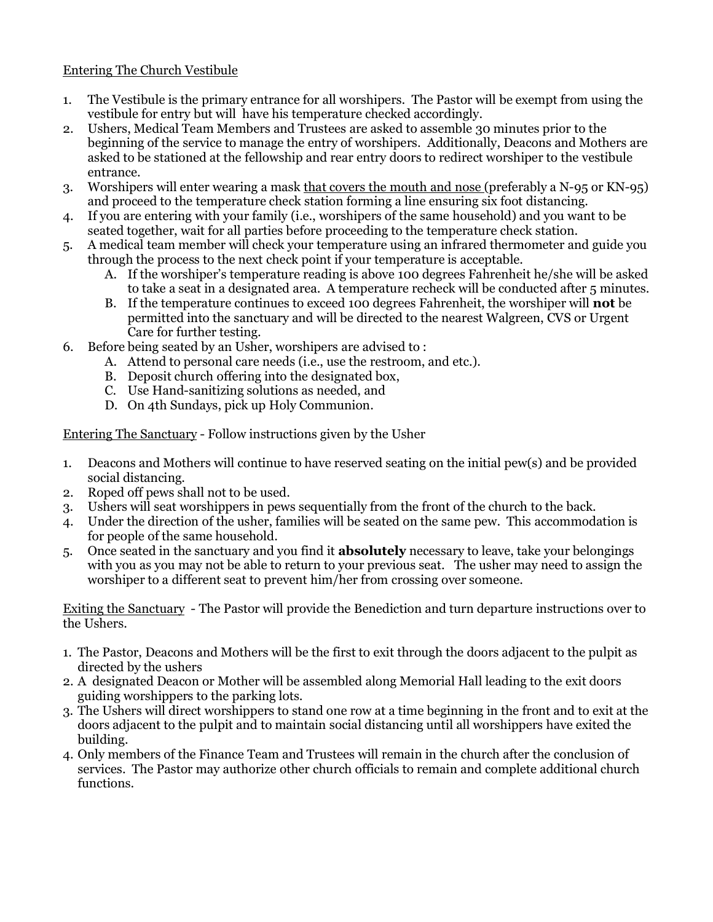Entering The Church Vestibule

1. The Vestibule is the primary entrance for all worshipers. The Pastor will be exempt from using the vestibule for entry but will have his temperature checked accordingly.
2. Ushers, Medical Team Members and Trustees are asked to assemble 30 minutes prior to the beginning of the service to manage the entry of worshipers. Additionally, Deacons and Mothers are asked to be stationed at the fellowship and rear entry doors to redirect worshiper to the vestibule entrance.
3. Worshipers will enter wearing a mask that covers the mouth and nose (preferably a N-95 or KN-95) and proceed to the temperature check station forming a line ensuring six foot distancing.
4. If you are entering with your family (i.e., worshipers of the same household) and you want to be seated together, wait for all parties before proceeding to the temperature check station.
5. A medical team member will check your temperature using an infrared thermometer and guide you through the process to the next check point if your temperature is acceptable.
   A. If the worshiper's temperature reading is above 100 degrees Fahrenheit he/she will be asked to take a seat in a designated area. A temperature recheck will be conducted after 5 minutes.
   B. If the temperature continues to exceed 100 degrees Fahrenheit, the worshiper will **not** be permitted into the sanctuary and will be directed to the nearest Walgreen, CVS or Urgent Care for further testing.
6. Before being seated by an Usher, worshipers are advised to :
   A. Attend to personal care needs (i.e., use the restroom, and etc.).
   B. Deposit church offering into the designated box,
   C. Use Hand-sanitizing solutions as needed, and
   D. On 4th Sundays, pick up Holy Communion.

Entering The Sanctuary - Follow instructions given by the Usher

1. Deacons and Mothers will continue to have reserved seating on the initial pew(s) and be provided social distancing.
2. Roped off pews shall not to be used.
3. Ushers will seat worshippers in pews sequentially from the front of the church to the back.
4. Under the direction of the usher, families will be seated on the same pew. This accommodation is for people of the same household.
5. Once seated in the sanctuary and you find it **absolutely** necessary to leave, take your belongings with you as you may not be able to return to your previous seat. The usher may need to assign the worshiper to a different seat to prevent him/her from crossing over someone.

Exiting the Sanctuary - The Pastor will provide the Benediction and turn departure instructions over to the Ushers.

1. The Pastor, Deacons and Mothers will be the first to exit through the doors adjacent to the pulpit as directed by the ushers
2. A designated Deacon or Mother will be assembled along Memorial Hall leading to the exit doors guiding worshippers to the parking lots.
3. The Ushers will direct worshippers to stand one row at a time beginning in the front and to exit at the doors adjacent to the pulpit and to maintain social distancing until all worshippers have exited the building.
4. Only members of the Finance Team and Trustees will remain in the church after the conclusion of services. The Pastor may authorize other church officials to remain and complete additional church functions.